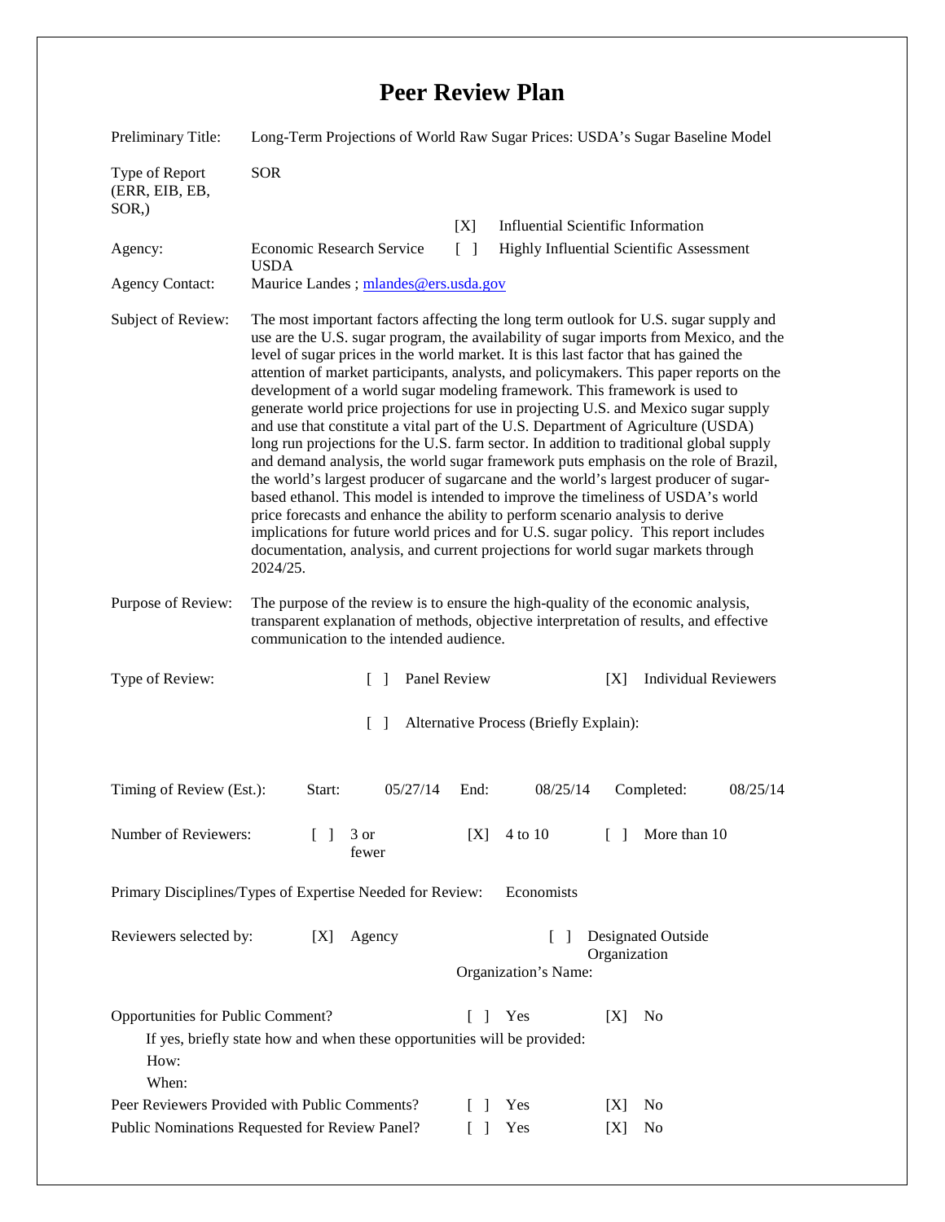# Peer Review Plan

Preliminary Title: Long-Term Projections of World Raw Sugar Prices: USDA's Sugar Baseline Model

Type of Report (ERR, EIB, EB, SOR,): SOR

[X] Influential Scientific Information

[ ] Highly Influential Scientific Assessment

Agency: Economic Research Service USDA

Agency Contact: Maurice Landes ; mlandes@ers.usda.gov

Subject of Review: The most important factors affecting the long term outlook for U.S. sugar supply and use are the U.S. sugar program, the availability of sugar imports from Mexico, and the level of sugar prices in the world market. It is this last factor that has gained the attention of market participants, analysts, and policymakers. This paper reports on the development of a world sugar modeling framework. This framework is used to generate world price projections for use in projecting U.S. and Mexico sugar supply and use that constitute a vital part of the U.S. Department of Agriculture (USDA) long run projections for the U.S. farm sector. In addition to traditional global supply and demand analysis, the world sugar framework puts emphasis on the role of Brazil, the world's largest producer of sugarcane and the world's largest producer of sugar-based ethanol. This model is intended to improve the timeliness of USDA's world price forecasts and enhance the ability to perform scenario analysis to derive implications for future world prices and for U.S. sugar policy. This report includes documentation, analysis, and current projections for world sugar markets through 2024/25.

Purpose of Review: The purpose of the review is to ensure the high-quality of the economic analysis, transparent explanation of methods, objective interpretation of results, and effective communication to the intended audience.

Type of Review: [ ] Panel Review [X] Individual Reviewers

[ ] Alternative Process (Briefly Explain):

Timing of Review (Est.): Start: 05/27/14 End: 08/25/14 Completed: 08/25/14

Number of Reviewers: [ ] 3 or fewer [X] 4 to 10 [ ] More than 10

Primary Disciplines/Types of Expertise Needed for Review: Economists

Reviewers selected by: [X] Agency [ ] Designated Outside Organization

Organization's Name:

Opportunities for Public Comment? [ ] Yes [X] No

If yes, briefly state how and when these opportunities will be provided:

How:

When:

Peer Reviewers Provided with Public Comments? [ ] Yes [X] No

Public Nominations Requested for Review Panel? [ ] Yes [X] No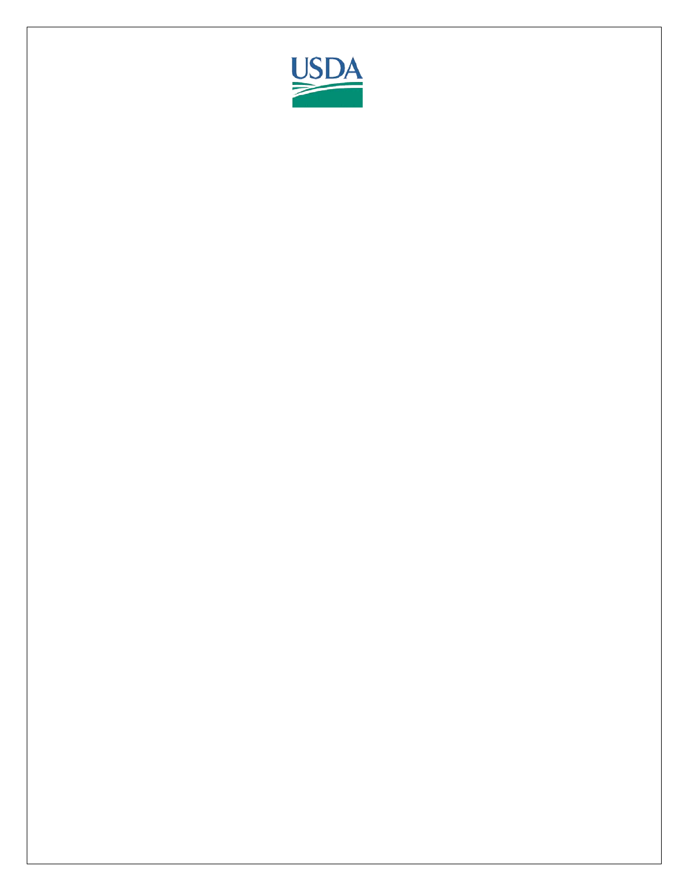USDA